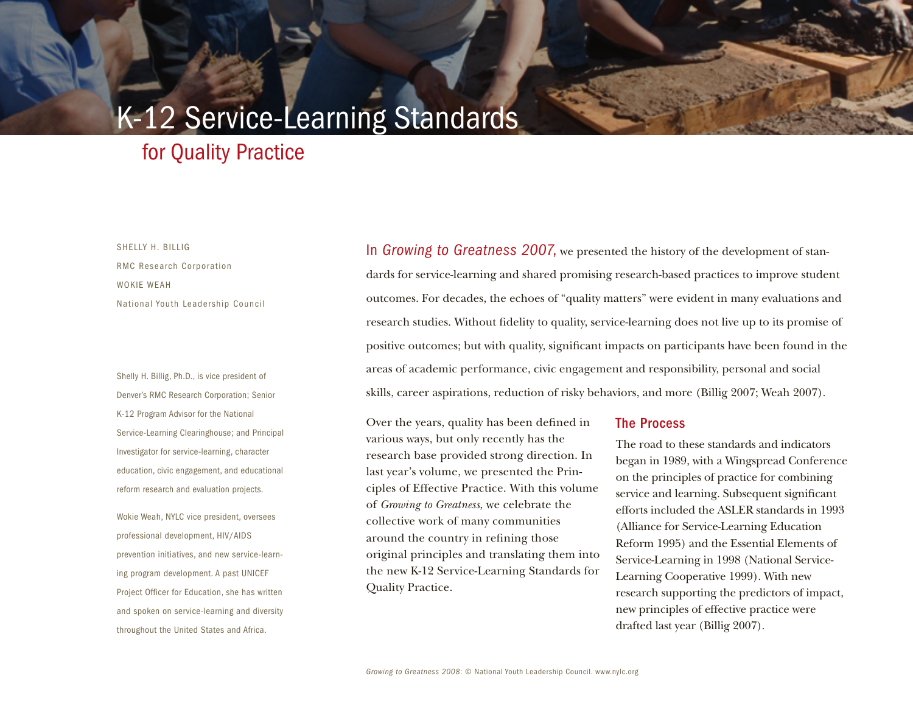# K-12 Service-Learning Standards

## for Quality Practice

SHELLY H. BILLIG

RMC Research Corporation

WOKIE WEAH

National Youth Leadership Council

Shelly H. Billig, Ph.D., is vice president of Denver's RMC Research Corporation; Senior K-12 Program Advisor for the National Service-Learning Clearinghouse; and Principal Investigator for service-learning, character education, civic engagement, and educational reform research and evaluation projects.

Wokie Weah, NYLC vice president, oversees professional development, HIV/AIDS prevention initiatives, and new service-learning program development. A past UNICEF Project Officer for Education, she has written and spoken on service-learning and diversity throughout the United States and Africa.

In *Growing to Greatness 2007*, we presented the history of the development of standards for service-learning and shared promising research-based practices to improve student outcomes. For decades, the echoes of "quality matters" were evident in many evaluations and research studies. Without fidelity to quality, service-learning does not live up to its promise of positive outcomes; but with quality, significant impacts on participants have been found in the areas of academic performance, civic engagement and responsibility, personal and social skills, career aspirations, reduction of risky behaviors, and more (Billig 2007; Weah 2007).

Over the years, quality has been defined in various ways, but only recently has the research base provided strong direction. In last year's volume, we presented the Principles of Effective Practice. With this volume of *Growing to Greatness*, we celebrate the collective work of many communities around the country in refining those original principles and translating them into the new K-12 Service-Learning Standards for Quality Practice.

### The Process

The road to these standards and indicators began in 1989, with a Wingspread Conference on the principles of practice for combining service and learning. Subsequent significant efforts included the ASLER standards in 1993 (Alliance for Service-Learning Education Reform 1995) and the Essential Elements of Service-Learning in 1998 (National Service-Learning Cooperative 1999). With new research supporting the predictors of impact, new principles of effective practice were drafted last year (Billig 2007).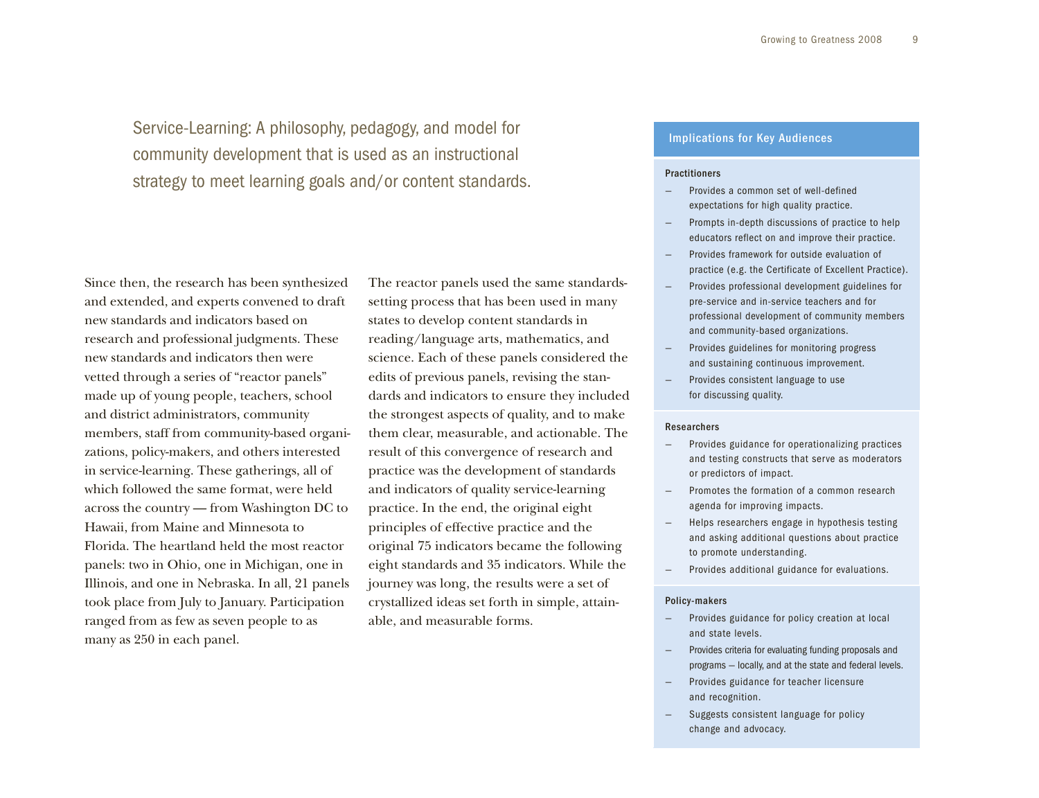Service-Learning: A philosophy, pedagogy, and model for community development that is used as an instructional strategy to meet learning goals and/or content standards.

Since then, the research has been synthesized and extended, and experts convened to draft new standards and indicators based on research and professional judgments. These new standards and indicators then were vetted through a series of "reactor panels" made up of young people, teachers, school and district administrators, community members, staff from community-based organizations, policy-makers, and others interested in service-learning. These gatherings, all of which followed the same format, were held across the country — from Washington DC to Hawaii, from Maine and Minnesota to Florida. The heartland held the most reactor panels: two in Ohio, one in Michigan, one in Illinois, and one in Nebraska. In all, 21 panels took place from July to January. Participation ranged from as few as seven people to as many as 250 in each panel.

The reactor panels used the same standards-setting process that has been used in many states to develop content standards in reading/language arts, mathematics, and science. Each of these panels considered the edits of previous panels, revising the standards and indicators to ensure they included the strongest aspects of quality, and to make them clear, measurable, and actionable. The result of this convergence of research and practice was the development of standards and indicators of quality service-learning practice. In the end, the original eight principles of effective practice and the original 75 indicators became the following eight standards and 35 indicators. While the journey was long, the results were a set of crystallized ideas set forth in simple, attainable, and measurable forms.

### Implications for Key Audiences

**Practitioners**

- Provides a common set of well-defined expectations for high quality practice.
- Prompts in-depth discussions of practice to help educators reflect on and improve their practice.
- Provides framework for outside evaluation of practice (e.g. the Certificate of Excellent Practice).
- Provides professional development guidelines for pre-service and in-service teachers and for professional development of community members and community-based organizations.
- Provides guidelines for monitoring progress and sustaining continuous improvement.
- Provides consistent language to use for discussing quality.

**Researchers**

- Provides guidance for operationalizing practices and testing constructs that serve as moderators or predictors of impact.
- Promotes the formation of a common research agenda for improving impacts.
- Helps researchers engage in hypothesis testing and asking additional questions about practice to promote understanding.
- Provides additional guidance for evaluations.

**Policy-makers**

- Provides guidance for policy creation at local and state levels.
- Provides criteria for evaluating funding proposals and programs — locally, and at the state and federal levels.
- Provides guidance for teacher licensure and recognition.
- Suggests consistent language for policy change and advocacy.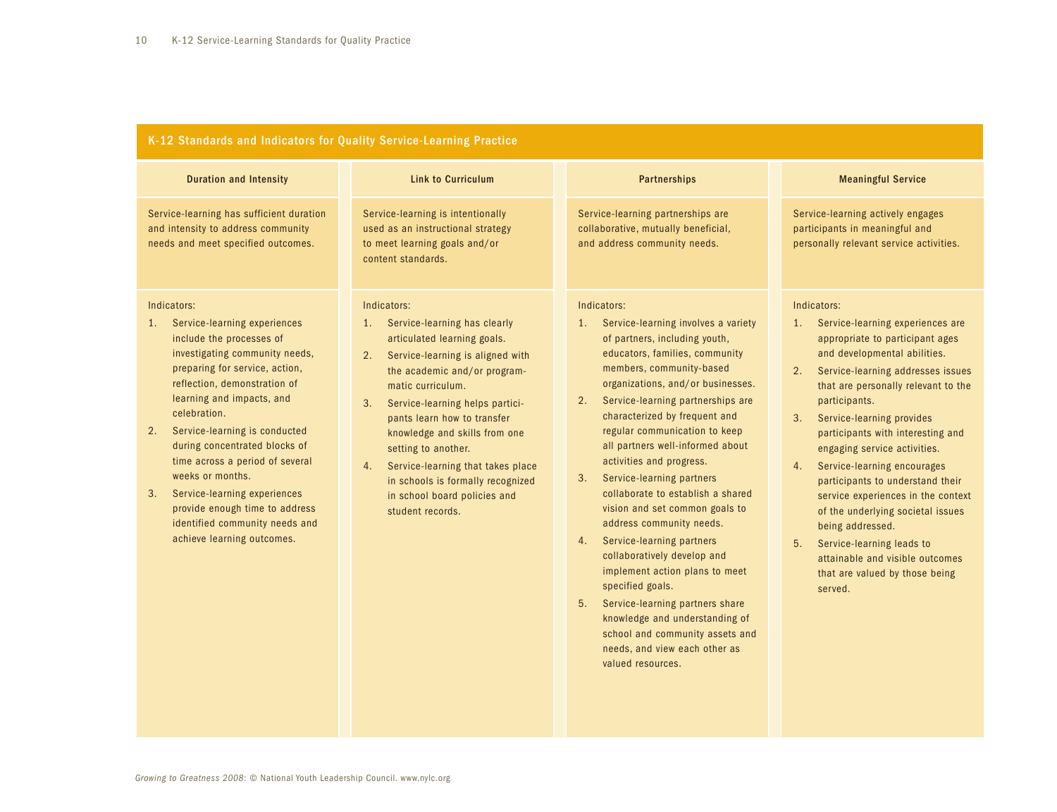## K-12 Standards and Indicators for Quality Service-Learning Practice

| Duration and Intensity | Link to Curriculum | Partnerships | Meaningful Service |
|---|---|---|---|
| Service-learning has sufficient duration and intensity to address community needs and meet specified outcomes. | Service-learning is intentionally used as an instructional strategy to meet learning goals and/or content standards. | Service-learning partnerships are collaborative, mutually beneficial, and address community needs. | Service-learning actively engages participants in meaningful and personally relevant service activities. |
| Indicators:<br>1. Service-learning experiences include the processes of investigating community needs, preparing for service, action, reflection, demonstration of learning and impacts, and celebration.<br>2. Service-learning is conducted during concentrated blocks of time across a period of several weeks or months.<br>3. Service-learning experiences provide enough time to address identified community needs and achieve learning outcomes. | Indicators:<br>1. Service-learning has clearly articulated learning goals.<br>2. Service-learning is aligned with the academic and/or programmatic curriculum.<br>3. Service-learning helps participants learn how to transfer knowledge and skills from one setting to another.<br>4. Service-learning that takes place in schools is formally recognized in school board policies and student records. | Indicators:<br>1. Service-learning involves a variety of partners, including youth, educators, families, community members, community-based organizations, and/or businesses.<br>2. Service-learning partnerships are characterized by frequent and regular communication to keep all partners well-informed about activities and progress.<br>3. Service-learning partners collaborate to establish a shared vision and set common goals to address community needs.<br>4. Service-learning partners collaboratively develop and implement action plans to meet specified goals.<br>5. Service-learning partners share knowledge and understanding of school and community assets and needs, and view each other as valued resources. | Indicators:<br>1. Service-learning experiences are appropriate to participant ages and developmental abilities.<br>2. Service-learning addresses issues that are personally relevant to the participants.<br>3. Service-learning provides participants with interesting and engaging service activities.<br>4. Service-learning encourages participants to understand their service experiences in the context of the underlying societal issues being addressed.<br>5. Service-learning leads to attainable and visible outcomes that are valued by those being served. |

*Growing to Greatness 2008*: © National Youth Leadership Council. www.nylc.org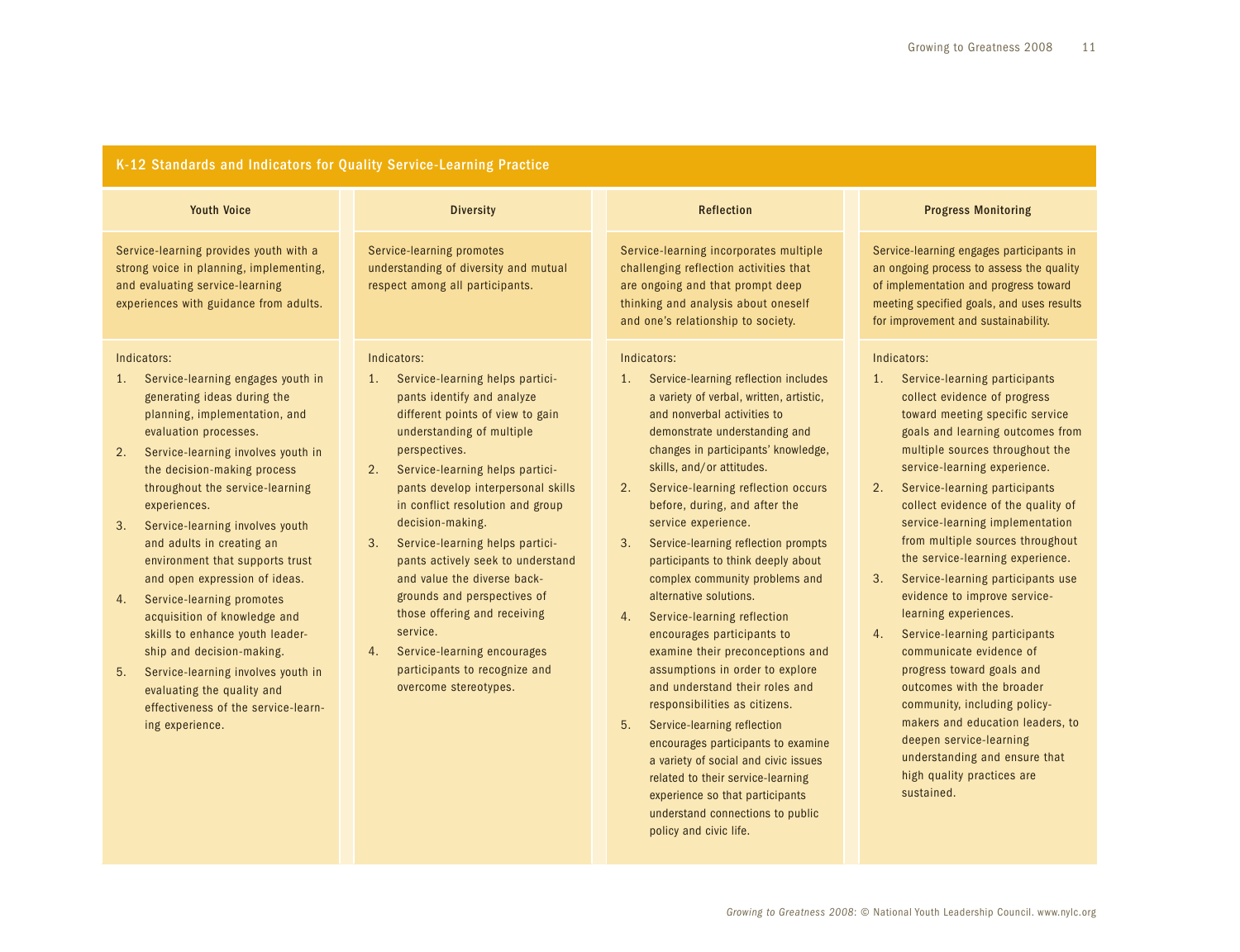## K-12 Standards and Indicators for Quality Service-Learning Practice

### Youth Voice

Service-learning provides youth with a strong voice in planning, implementing, and evaluating service-learning experiences with guidance from adults.

Indicators:

1. Service-learning engages youth in generating ideas during the planning, implementation, and evaluation processes.
2. Service-learning involves youth in the decision-making process throughout the service-learning experiences.
3. Service-learning involves youth and adults in creating an environment that supports trust and open expression of ideas.
4. Service-learning promotes acquisition of knowledge and skills to enhance youth leadership and decision-making.
5. Service-learning involves youth in evaluating the quality and effectiveness of the service-learning experience.

### Diversity

Service-learning promotes understanding of diversity and mutual respect among all participants.

Indicators:

1. Service-learning helps participants identify and analyze different points of view to gain understanding of multiple perspectives.
2. Service-learning helps participants develop interpersonal skills in conflict resolution and group decision-making.
3. Service-learning helps participants actively seek to understand and value the diverse backgrounds and perspectives of those offering and receiving service.
4. Service-learning encourages participants to recognize and overcome stereotypes.

### Reflection

Service-learning incorporates multiple challenging reflection activities that are ongoing and that prompt deep thinking and analysis about oneself and one's relationship to society.

Indicators:

1. Service-learning reflection includes a variety of verbal, written, artistic, and nonverbal activities to demonstrate understanding and changes in participants' knowledge, skills, and/or attitudes.
2. Service-learning reflection occurs before, during, and after the service experience.
3. Service-learning reflection prompts participants to think deeply about complex community problems and alternative solutions.
4. Service-learning reflection encourages participants to examine their preconceptions and assumptions in order to explore and understand their roles and responsibilities as citizens.
5. Service-learning reflection encourages participants to examine a variety of social and civic issues related to their service-learning experience so that participants understand connections to public policy and civic life.

### Progress Monitoring

Service-learning engages participants in an ongoing process to assess the quality of implementation and progress toward meeting specified goals, and uses results for improvement and sustainability.

Indicators:

1. Service-learning participants collect evidence of progress toward meeting specific service goals and learning outcomes from multiple sources throughout the service-learning experience.
2. Service-learning participants collect evidence of the quality of service-learning implementation from multiple sources throughout the service-learning experience.
3. Service-learning participants use evidence to improve service-learning experiences.
4. Service-learning participants communicate evidence of progress toward goals and outcomes with the broader community, including policy-makers and education leaders, to deepen service-learning understanding and ensure that high quality practices are sustained.

*Growing to Greatness 2008*: © National Youth Leadership Council. www.nylc.org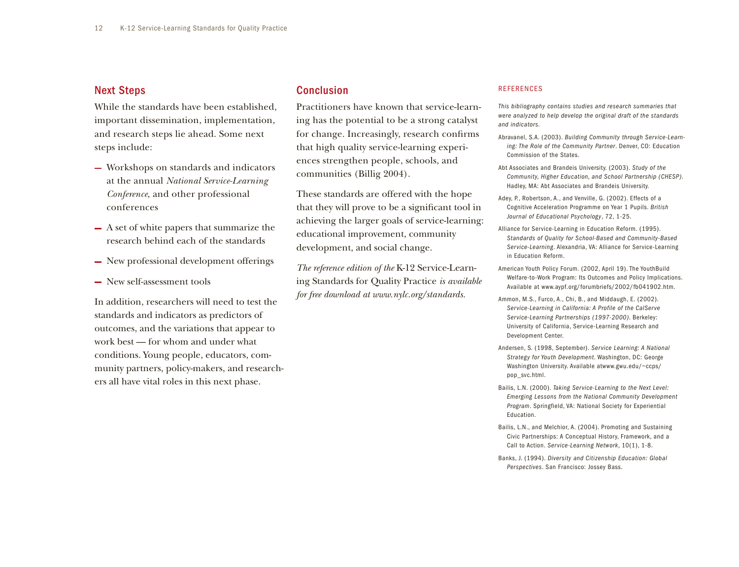## Next Steps

While the standards have been established, important dissemination, implementation, and research steps lie ahead. Some next steps include:

- Workshops on standards and indicators at the annual *National Service-Learning Conference*, and other professional conferences
- A set of white papers that summarize the research behind each of the standards
- New professional development offerings
- New self-assessment tools

In addition, researchers will need to test the standards and indicators as predictors of outcomes, and the variations that appear to work best — for whom and under what conditions. Young people, educators, community partners, policy-makers, and researchers all have vital roles in this next phase.

## Conclusion

Practitioners have known that service-learning has the potential to be a strong catalyst for change. Increasingly, research confirms that high quality service-learning experiences strengthen people, schools, and communities (Billig 2004).

These standards are offered with the hope that they will prove to be a significant tool in achieving the larger goals of service-learning: educational improvement, community development, and social change.

*The reference edition of the* K-12 Service-Learning Standards for Quality Practice *is available for free download at www.nylc.org/standards.*

### REFERENCES

*This bibliography contains studies and research summaries that were analyzed to help develop the original draft of the standards and indicators.*

Abravanel, S.A. (2003). *Building Community through Service-Learning: The Role of the Community Partner*. Denver, CO: Education Commission of the States.

Abt Associates and Brandeis University. (2003). *Study of the Community, Higher Education, and School Partnership (CHESP)*. Hadley, MA: Abt Associates and Brandeis University.

Adey, P., Robertson, A., and Venville, G. (2002). Effects of a Cognitive Acceleration Programme on Year 1 Pupils. *British Journal of Educational Psychology*, 72, 1-25.

Alliance for Service-Learning in Education Reform. (1995). *Standards of Quality for School-Based and Community-Based Service-Learning*. Alexandria, VA: Alliance for Service-Learning in Education Reform.

American Youth Policy Forum. (2002, April 19). The YouthBuild Welfare-to-Work Program: Its Outcomes and Policy Implications. Available at www.aypf.org/forumbriefs/2002/fb041902.htm.

Ammon, M.S., Furco, A., Chi, B., and Middaugh, E. (2002). *Service-Learning in California: A Profile of the CalServe Service-Learning Partnerships (1997-2000)*. Berkeley: University of California, Service-Learning Research and Development Center.

Andersen, S. (1998, September). *Service Learning: A National Strategy for Youth Development*. Washington, DC: George Washington University. Available atwww.gwu.edu/~ccps/pop_svc.html.

Bailis, L.N. (2000). *Taking Service-Learning to the Next Level: Emerging Lessons from the National Community Development Program*. Springfield, VA: National Society for Experiential Education.

Bailis, L.N., and Melchior, A. (2004). Promoting and Sustaining Civic Partnerships: A Conceptual History, Framework, and a Call to Action. *Service-Learning Network*, 10(1), 1-8.

Banks, J. (1994). *Diversity and Citizenship Education: Global Perspectives*. San Francisco: Jossey Bass.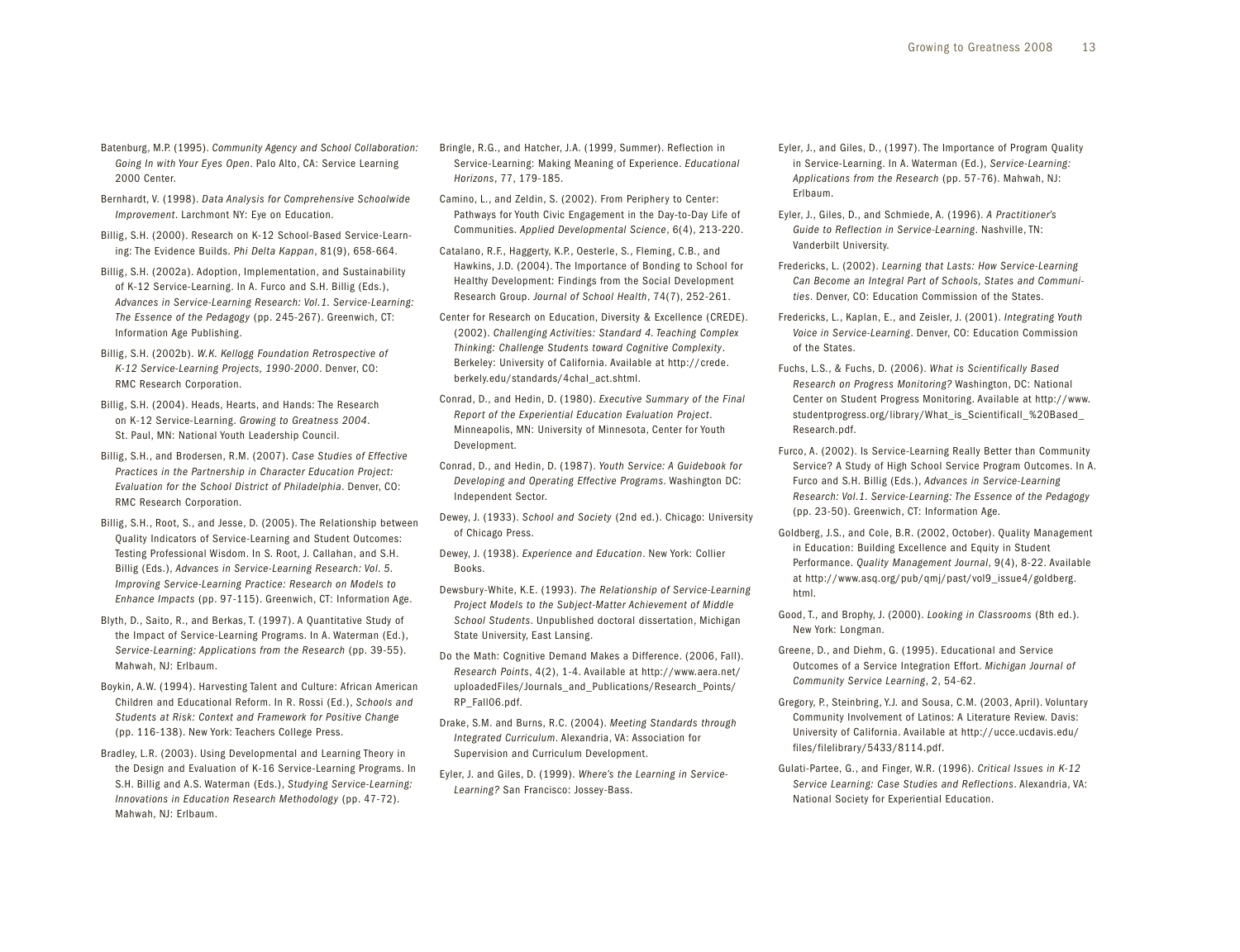Batenburg, M.P. (1995). *Community Agency and School Collaboration: Going In with Your Eyes Open*. Palo Alto, CA: Service Learning 2000 Center.

Bernhardt, V. (1998). *Data Analysis for Comprehensive Schoolwide Improvement*. Larchmont NY: Eye on Education.

Billig, S.H. (2000). Research on K-12 School-Based Service-Learning: The Evidence Builds. *Phi Delta Kappan*, 81(9), 658-664.

Billig, S.H. (2002a). Adoption, Implementation, and Sustainability of K-12 Service-Learning. In A. Furco and S.H. Billig (Eds.), *Advances in Service-Learning Research: Vol.1. Service-Learning: The Essence of the Pedagogy* (pp. 245-267). Greenwich, CT: Information Age Publishing.

Billig, S.H. (2002b). *W.K. Kellogg Foundation Retrospective of K-12 Service-Learning Projects, 1990-2000*. Denver, CO: RMC Research Corporation.

Billig, S.H. (2004). Heads, Hearts, and Hands: The Research on K-12 Service-Learning. *Growing to Greatness 2004*. St. Paul, MN: National Youth Leadership Council.

Billig, S.H., and Brodersen, R.M. (2007). *Case Studies of Effective Practices in the Partnership in Character Education Project: Evaluation for the School District of Philadelphia*. Denver, CO: RMC Research Corporation.

Billig, S.H., Root, S., and Jesse, D. (2005). The Relationship between Quality Indicators of Service-Learning and Student Outcomes: Testing Professional Wisdom. In S. Root, J. Callahan, and S.H. Billig (Eds.), *Advances in Service-Learning Research: Vol. 5. Improving Service-Learning Practice: Research on Models to Enhance Impacts* (pp. 97-115). Greenwich, CT: Information Age.

Blyth, D., Saito, R., and Berkas, T. (1997). A Quantitative Study of the Impact of Service-Learning Programs. In A. Waterman (Ed.), *Service-Learning: Applications from the Research* (pp. 39-55). Mahwah, NJ: Erlbaum.

Boykin, A.W. (1994). Harvesting Talent and Culture: African American Children and Educational Reform. In R. Rossi (Ed.), *Schools and Students at Risk: Context and Framework for Positive Change* (pp. 116-138). New York: Teachers College Press.

Bradley, L.R. (2003). Using Developmental and Learning Theory in the Design and Evaluation of K-16 Service-Learning Programs. In S.H. Billig and A.S. Waterman (Eds.), *Studying Service-Learning: Innovations in Education Research Methodology* (pp. 47-72). Mahwah, NJ: Erlbaum.

Bringle, R.G., and Hatcher, J.A. (1999, Summer). Reflection in Service-Learning: Making Meaning of Experience. *Educational Horizons*, 77, 179-185.

Camino, L., and Zeldin, S. (2002). From Periphery to Center: Pathways for Youth Civic Engagement in the Day-to-Day Life of Communities. *Applied Developmental Science*, 6(4), 213-220.

Catalano, R.F., Haggerty, K.P., Oesterle, S., Fleming, C.B., and Hawkins, J.D. (2004). The Importance of Bonding to School for Healthy Development: Findings from the Social Development Research Group. *Journal of School Health*, 74(7), 252-261.

Center for Research on Education, Diversity & Excellence (CREDE). (2002). *Challenging Activities: Standard 4. Teaching Complex Thinking: Challenge Students toward Cognitive Complexity*. Berkeley: University of California. Available at http://crede.berkely.edu/standards/4chal_act.shtml.

Conrad, D., and Hedin, D. (1980). *Executive Summary of the Final Report of the Experiential Education Evaluation Project*. Minneapolis, MN: University of Minnesota, Center for Youth Development.

Conrad, D., and Hedin, D. (1987). *Youth Service: A Guidebook for Developing and Operating Effective Programs*. Washington DC: Independent Sector.

Dewey, J. (1933). *School and Society* (2nd ed.). Chicago: University of Chicago Press.

Dewey, J. (1938). *Experience and Education*. New York: Collier Books.

Dewsbury-White, K.E. (1993). *The Relationship of Service-Learning Project Models to the Subject-Matter Achievement of Middle School Students*. Unpublished doctoral dissertation, Michigan State University, East Lansing.

Do the Math: Cognitive Demand Makes a Difference. (2006, Fall). *Research Points*, 4(2), 1-4. Available at http://www.aera.net/uploadedFiles/Journals_and_Publications/Research_Points/RP_Fall06.pdf.

Drake, S.M. and Burns, R.C. (2004). *Meeting Standards through Integrated Curriculum*. Alexandria, VA: Association for Supervision and Curriculum Development.

Eyler, J. and Giles, D. (1999). *Where's the Learning in Service-Learning?* San Francisco: Jossey-Bass.

Eyler, J., and Giles, D., (1997). The Importance of Program Quality in Service-Learning. In A. Waterman (Ed.), *Service-Learning: Applications from the Research* (pp. 57-76). Mahwah, NJ: Erlbaum.

Eyler, J., Giles, D., and Schmiede, A. (1996). *A Practitioner's Guide to Reflection in Service-Learning*. Nashville, TN: Vanderbilt University.

Fredericks, L. (2002). *Learning that Lasts: How Service-Learning Can Become an Integral Part of Schools, States and Communities*. Denver, CO: Education Commission of the States.

Fredericks, L., Kaplan, E., and Zeisler, J. (2001). *Integrating Youth Voice in Service-Learning*. Denver, CO: Education Commission of the States.

Fuchs, L.S., & Fuchs, D. (2006). *What is Scientifically Based Research on Progress Monitoring?* Washington, DC: National Center on Student Progress Monitoring. Available at http://www.studentprogress.org/library/What_is_Scientificall_%20Based_Research.pdf.

Furco, A. (2002). Is Service-Learning Really Better than Community Service? A Study of High School Service Program Outcomes. In A. Furco and S.H. Billig (Eds.), *Advances in Service-Learning Research: Vol.1. Service-Learning: The Essence of the Pedagogy* (pp. 23-50). Greenwich, CT: Information Age.

Goldberg, J.S., and Cole, B.R. (2002, October). Quality Management in Education: Building Excellence and Equity in Student Performance. *Quality Management Journal*, 9(4), 8-22. Available at http://www.asq.org/pub/qmj/past/vol9_issue4/goldberg.html.

Good, T., and Brophy, J. (2000). *Looking in Classrooms* (8th ed.). New York: Longman.

Greene, D., and Diehm, G. (1995). Educational and Service Outcomes of a Service Integration Effort. *Michigan Journal of Community Service Learning*, 2, 54-62.

Gregory, P., Steinbring, Y.J. and Sousa, C.M. (2003, April). Voluntary Community Involvement of Latinos: A Literature Review. Davis: University of California. Available at http://ucce.ucdavis.edu/files/filelibrary/5433/8114.pdf.

Gulati-Partee, G., and Finger, W.R. (1996). *Critical Issues in K-12 Service Learning: Case Studies and Reflections*. Alexandria, VA: National Society for Experiential Education.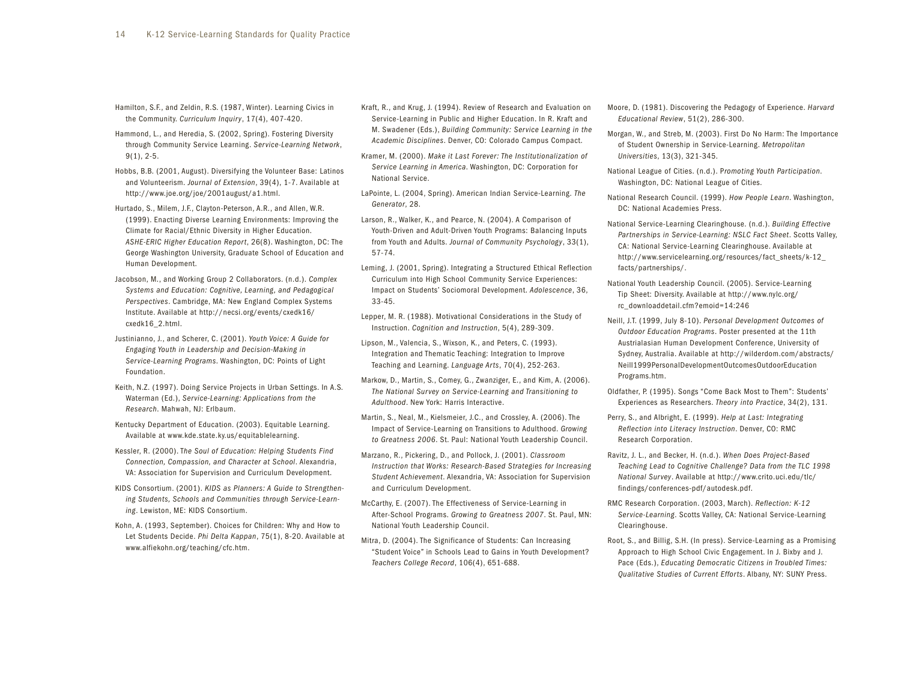Hamilton, S.F., and Zeldin, R.S. (1987, Winter). Learning Civics in the Community. *Curriculum Inquiry*, 17(4), 407-420.

Hammond, L., and Heredia, S. (2002, Spring). Fostering Diversity through Community Service Learning. *Service-Learning Network*, 9(1), 2-5.

Hobbs, B.B. (2001, August). Diversifying the Volunteer Base: Latinos and Volunteerism. *Journal of Extension*, 39(4), 1-7. Available at http://www.joe.org/joe/2001august/a1.html.

Hurtado, S., Milem, J.F., Clayton-Peterson, A.R., and Allen, W.R. (1999). Enacting Diverse Learning Environments: Improving the Climate for Racial/Ethnic Diversity in Higher Education. *ASHE-ERIC Higher Education Report*, 26(8). Washington, DC: The George Washington University, Graduate School of Education and Human Development.

Jacobson, M., and Working Group 2 Collaborators. (n.d.). *Complex Systems and Education: Cognitive, Learning, and Pedagogical Perspectives*. Cambridge, MA: New England Complex Systems Institute. Available at http://necsi.org/events/cxedk16/cxedk16_2.html.

Justinianno, J., and Scherer, C. (2001). *Youth Voice: A Guide for Engaging Youth in Leadership and Decision-Making in Service-Learning Programs*. Washington, DC: Points of Light Foundation.

Keith, N.Z. (1997). Doing Service Projects in Urban Settings. In A.S. Waterman (Ed.), *Service-Learning: Applications from the Research*. Mahwah, NJ: Erlbaum.

Kentucky Department of Education. (2003). Equitable Learning. Available at www.kde.state.ky.us/equitablelearning.

Kessler, R. (2000). *The Soul of Education: Helping Students Find Connection, Compassion, and Character at School*. Alexandria, VA: Association for Supervision and Curriculum Development.

KIDS Consortium. (2001). *KIDS as Planners: A Guide to Strengthening Students, Schools and Communities through Service-Learning*. Lewiston, ME: KIDS Consortium.

Kohn, A. (1993, September). Choices for Children: Why and How to Let Students Decide. *Phi Delta Kappan*, 75(1), 8-20. Available at www.alfiekohn.org/teaching/cfc.htm.

Kraft, R., and Krug, J. (1994). Review of Research and Evaluation on Service-Learning in Public and Higher Education. In R. Kraft and M. Swadener (Eds.), *Building Community: Service Learning in the Academic Disciplines*. Denver, CO: Colorado Campus Compact.

Kramer, M. (2000). *Make it Last Forever: The Institutionalization of Service Learning in America*. Washington, DC: Corporation for National Service.

LaPointe, L. (2004, Spring). American Indian Service-Learning. *The Generator*, 28.

Larson, R., Walker, K., and Pearce, N. (2004). A Comparison of Youth-Driven and Adult-Driven Youth Programs: Balancing Inputs from Youth and Adults. *Journal of Community Psychology*, 33(1), 57-74.

Leming, J. (2001, Spring). Integrating a Structured Ethical Reflection Curriculum into High School Community Service Experiences: Impact on Students' Sociomoral Development. *Adolescence*, 36, 33-45.

Lepper, M. R. (1988). Motivational Considerations in the Study of Instruction. *Cognition and Instruction*, 5(4), 289-309.

Lipson, M., Valencia, S., Wixson, K., and Peters, C. (1993). Integration and Thematic Teaching: Integration to Improve Teaching and Learning. *Language Arts*, 70(4), 252-263.

Markow, D., Martin, S., Comey, G., Zwanziger, E., and Kim, A. (2006). *The National Survey on Service-Learning and Transitioning to Adulthood*. New York: Harris Interactive.

Martin, S., Neal, M., Kielsmeier, J.C., and Crossley, A. (2006). The Impact of Service-Learning on Transitions to Adulthood. *Growing to Greatness 2006*. St. Paul: National Youth Leadership Council.

Marzano, R., Pickering, D., and Pollock, J. (2001). *Classroom Instruction that Works: Research-Based Strategies for Increasing Student Achievement*. Alexandria, VA: Association for Supervision and Curriculum Development.

McCarthy, E. (2007). The Effectiveness of Service-Learning in After-School Programs. *Growing to Greatness 2007*. St. Paul, MN: National Youth Leadership Council.

Mitra, D. (2004). The Significance of Students: Can Increasing "Student Voice" in Schools Lead to Gains in Youth Development? *Teachers College Record*, 106(4), 651-688.

Moore, D. (1981). Discovering the Pedagogy of Experience. *Harvard Educational Review*, 51(2), 286-300.

Morgan, W., and Streb, M. (2003). First Do No Harm: The Importance of Student Ownership in Service-Learning. *Metropolitan Universities*, 13(3), 321-345.

National League of Cities. (n.d.). *Promoting Youth Participation*. Washington, DC: National League of Cities.

National Research Council. (1999). *How People Learn*. Washington, DC: National Academies Press.

National Service-Learning Clearinghouse. (n.d.). *Building Effective Partnerships in Service-Learning: NSLC Fact Sheet*. Scotts Valley, CA: National Service-Learning Clearinghouse. Available at http://www.servicelearning.org/resources/fact_sheets/k-12_facts/partnerships/.

National Youth Leadership Council. (2005). Service-Learning Tip Sheet: Diversity. Available at http://www.nylc.org/rc_downloaddetail.cfm?emoid=14:246

Neill, J.T. (1999, July 8-10). *Personal Development Outcomes of Outdoor Education Programs*. Poster presented at the 11th Austrialasian Human Development Conference, University of Sydney, Australia. Available at http://wilderdom.com/abstracts/Neill1999PersonalDevelopmentOutcomesOutdoorEducationPrograms.htm.

Oldfather, P. (1995). Songs "Come Back Most to Them": Students' Experiences as Researchers. *Theory into Practice*, 34(2), 131.

Perry, S., and Albright, E. (1999). *Help at Last: Integrating Reflection into Literacy Instruction*. Denver, CO: RMC Research Corporation.

Ravitz, J. L., and Becker, H. (n.d.). *When Does Project-Based Teaching Lead to Cognitive Challenge? Data from the TLC 1998 National Survey*. Available at http://www.crito.uci.edu/tlc/findings/conferences-pdf/autodesk.pdf.

RMC Research Corporation. (2003, March). *Reflection: K-12 Service-Learning*. Scotts Valley, CA: National Service-Learning Clearinghouse.

Root, S., and Billig, S.H. (In press). Service-Learning as a Promising Approach to High School Civic Engagement. In J. Bixby and J. Pace (Eds.), *Educating Democratic Citizens in Troubled Times: Qualitative Studies of Current Efforts*. Albany, NY: SUNY Press.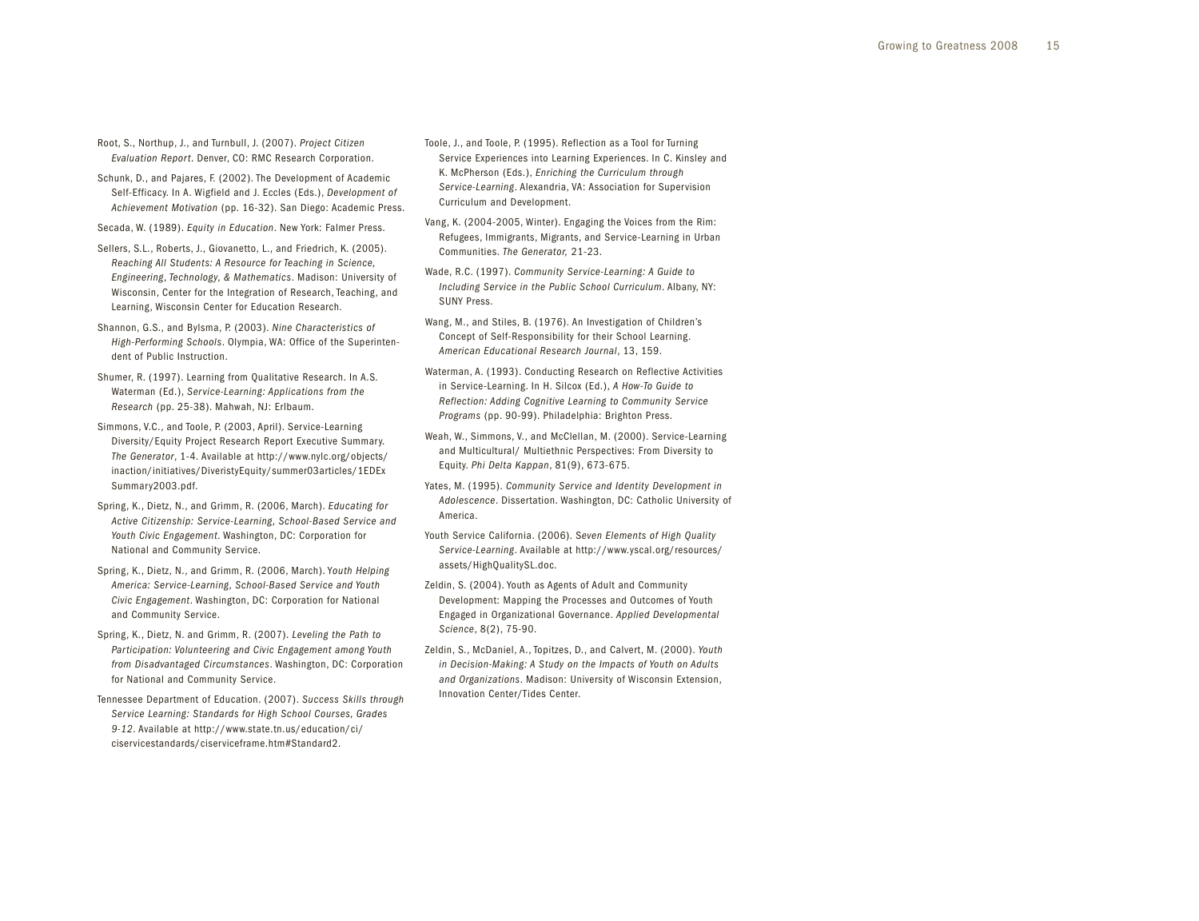Root, S., Northup, J., and Turnbull, J. (2007). *Project Citizen Evaluation Report*. Denver, CO: RMC Research Corporation.

Schunk, D., and Pajares, F. (2002). The Development of Academic Self-Efficacy. In A. Wigfield and J. Eccles (Eds.), *Development of Achievement Motivation* (pp. 16-32). San Diego: Academic Press.

Secada, W. (1989). *Equity in Education*. New York: Falmer Press.

Sellers, S.L., Roberts, J., Giovanetto, L., and Friedrich, K. (2005). *Reaching All Students: A Resource for Teaching in Science, Engineering, Technology, & Mathematics*. Madison: University of Wisconsin, Center for the Integration of Research, Teaching, and Learning, Wisconsin Center for Education Research.

Shannon, G.S., and Bylsma, P. (2003). *Nine Characteristics of High-Performing Schools*. Olympia, WA: Office of the Superintendent of Public Instruction.

Shumer, R. (1997). Learning from Qualitative Research. In A.S. Waterman (Ed.), *Service-Learning: Applications from the Research* (pp. 25-38). Mahwah, NJ: Erlbaum.

Simmons, V.C., and Toole, P. (2003, April). Service-Learning Diversity/Equity Project Research Report Executive Summary. *The Generator*, 1-4. Available at http://www.nylc.org/objects/inaction/initiatives/DiveristyEquity/summer03articles/1EDExSummary2003.pdf.

Spring, K., Dietz, N., and Grimm, R. (2006, March). *Educating for Active Citizenship: Service-Learning, School-Based Service and Youth Civic Engagement*. Washington, DC: Corporation for National and Community Service.

Spring, K., Dietz, N., and Grimm, R. (2006, March). *Youth Helping America: Service-Learning, School-Based Service and Youth Civic Engagement*. Washington, DC: Corporation for National and Community Service.

Spring, K., Dietz, N. and Grimm, R. (2007). *Leveling the Path to Participation: Volunteering and Civic Engagement among Youth from Disadvantaged Circumstances*. Washington, DC: Corporation for National and Community Service.

Tennessee Department of Education. (2007). *Success Skills through Service Learning: Standards for High School Courses, Grades 9-12*. Available at http://www.state.tn.us/education/ci/ciservicestandards/ciserviceframe.htm#Standard2.

Toole, J., and Toole, P. (1995). Reflection as a Tool for Turning Service Experiences into Learning Experiences. In C. Kinsley and K. McPherson (Eds.), *Enriching the Curriculum through Service-Learning*. Alexandria, VA: Association for Supervision Curriculum and Development.

Vang, K. (2004-2005, Winter). Engaging the Voices from the Rim: Refugees, Immigrants, Migrants, and Service-Learning in Urban Communities. *The Generator,* 21-23.

Wade, R.C. (1997). *Community Service-Learning: A Guide to Including Service in the Public School Curriculum*. Albany, NY: SUNY Press.

Wang, M., and Stiles, B. (1976). An Investigation of Children's Concept of Self-Responsibility for their School Learning. *American Educational Research Journal*, 13, 159.

Waterman, A. (1993). Conducting Research on Reflective Activities in Service-Learning. In H. Silcox (Ed.), *A How-To Guide to Reflection: Adding Cognitive Learning to Community Service Programs* (pp. 90-99). Philadelphia: Brighton Press.

Weah, W., Simmons, V., and McClellan, M. (2000). Service-Learning and Multicultural/ Multiethnic Perspectives: From Diversity to Equity. *Phi Delta Kappan*, 81(9), 673-675.

Yates, M. (1995). *Community Service and Identity Development in Adolescence*. Dissertation. Washington, DC: Catholic University of America.

Youth Service California. (2006). *Seven Elements of High Quality Service-Learning*. Available at http://www.yscal.org/resources/assets/HighQualitySL.doc.

Zeldin, S. (2004). Youth as Agents of Adult and Community Development: Mapping the Processes and Outcomes of Youth Engaged in Organizational Governance. *Applied Developmental Science*, 8(2), 75-90.

Zeldin, S., McDaniel, A., Topitzes, D., and Calvert, M. (2000). *Youth in Decision-Making: A Study on the Impacts of Youth on Adults and Organizations*. Madison: University of Wisconsin Extension, Innovation Center/Tides Center.